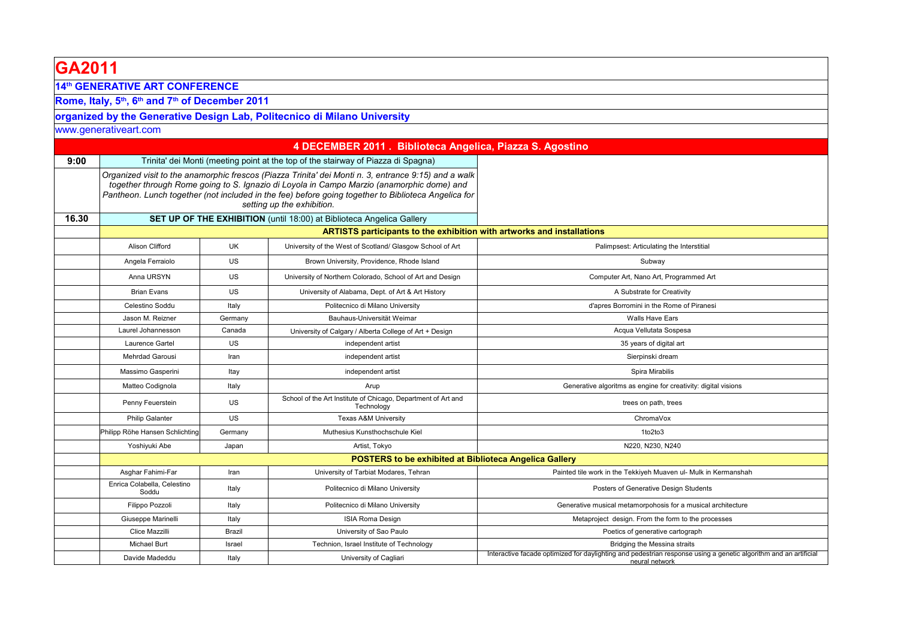# GA2011

## 14th GENERATIVE ART CONFERENCE

**Rome, Italy, 5th, 6th and 7th of December 2011**

**organized by the Generative Design Lab, Politecnico di Milano University**

www.generativeart.com

## 4 DECEMBER 2011 . Biblioteca Angelica, Piazza S. Agostino

| | | | | |
|---|---|---|---|---|
| **9:00** | Trinita' dei Monti (meeting point at the top of the stairway of Piazza di Spagna) | | | |
| | *Organized visit to the anamorphic frescos (Piazza Trinita' dei Monti n. 3, entrance 9:15) and a walk together through Rome going to S. Ignazio di Loyola in Campo Marzio (anamorphic dome) and Pantheon. Lunch together (not included in the fee) before going together to Biblioteca Angelica for setting up the exhibition.* | | | |
| **16.30** | **SET UP OF THE EXHIBITION** (until 18:00) at Biblioteca Angelica Gallery | | | |
| | **ARTISTS participants to the exhibition with artworks and installations** | | | |
| | Alison Clifford | UK | University of the West of Scotland/ Glasgow School of Art | Palimpsest: Articulating the Interstitial |
| | Angela Ferraiolo | US | Brown University, Providence, Rhode Island | Subway |
| | Anna URSYN | US | University of Northern Colorado, School of Art and Design | Computer Art, Nano Art, Programmed Art |
| | Brian Evans | US | University of Alabama, Dept. of Art & Art History | A Substrate for Creativity |
| | Celestino Soddu | Italy | Politecnico di Milano University | d'apres Borromini in the Rome of Piranesi |
| | Jason M. Reizner | Germany | Bauhaus-Universität Weimar | Walls Have Ears |
| | Laurel Johannesson | Canada | University of Calgary / Alberta College of Art + Design | Acqua Vellutata Sospesa |
| | Laurence Gartel | US | independent artist | 35 years of digital art |
| | Mehrdad Garousi | Iran | independent artist | Sierpinski dream |
| | Massimo Gasperini | Itay | independent artist | Spira Mirabilis |
| | Matteo Codignola | Italy | Arup | Generative algoritms as engine for creativity: digital visions |
| | Penny Feuerstein | US | School of the Art Institute of Chicago, Department of Art and Technology | trees on path, trees |
| | Philip Galanter | US | Texas A&M University | ChromaVox |
| | Philipp Röhe Hansen Schlichting | Germany | Muthesius Kunsthochschule Kiel | 1to2to3 |
| | Yoshiyuki Abe | Japan | Artist, Tokyo | N220, N230, N240 |
| | **POSTERS to be exhibited at Biblioteca Angelica Gallery** | | | |
| | Asghar Fahimi-Far | Iran | University of Tarbiat Modares, Tehran | Painted tile work in the Tekkiyeh Muaven ul- Mulk in Kermanshah |
| | Enrica Colabella, Celestino Soddu | Italy | Politecnico di Milano University | Posters of Generative Design Students |
| | Filippo Pozzoli | Italy | Politecnico di Milano University | Generative musical metamorpohosis for a musical architecture |
| | Giuseppe Marinelli | Italy | ISIA Roma Design | Metaproject design. From the form to the processes |
| | Clice Mazzilli | Brazil | University of Sao Paulo | Poetics of generative cartograph |
| | Michael Burt | Israel | Technion, Israel Institute of Technology | Bridging the Messina straits |
| | Davide Madeddu | Italy | University of Cagliari | Interactive facade optimized for daylighting and pedestrian response using a genetic algorithm and an artificial neural network |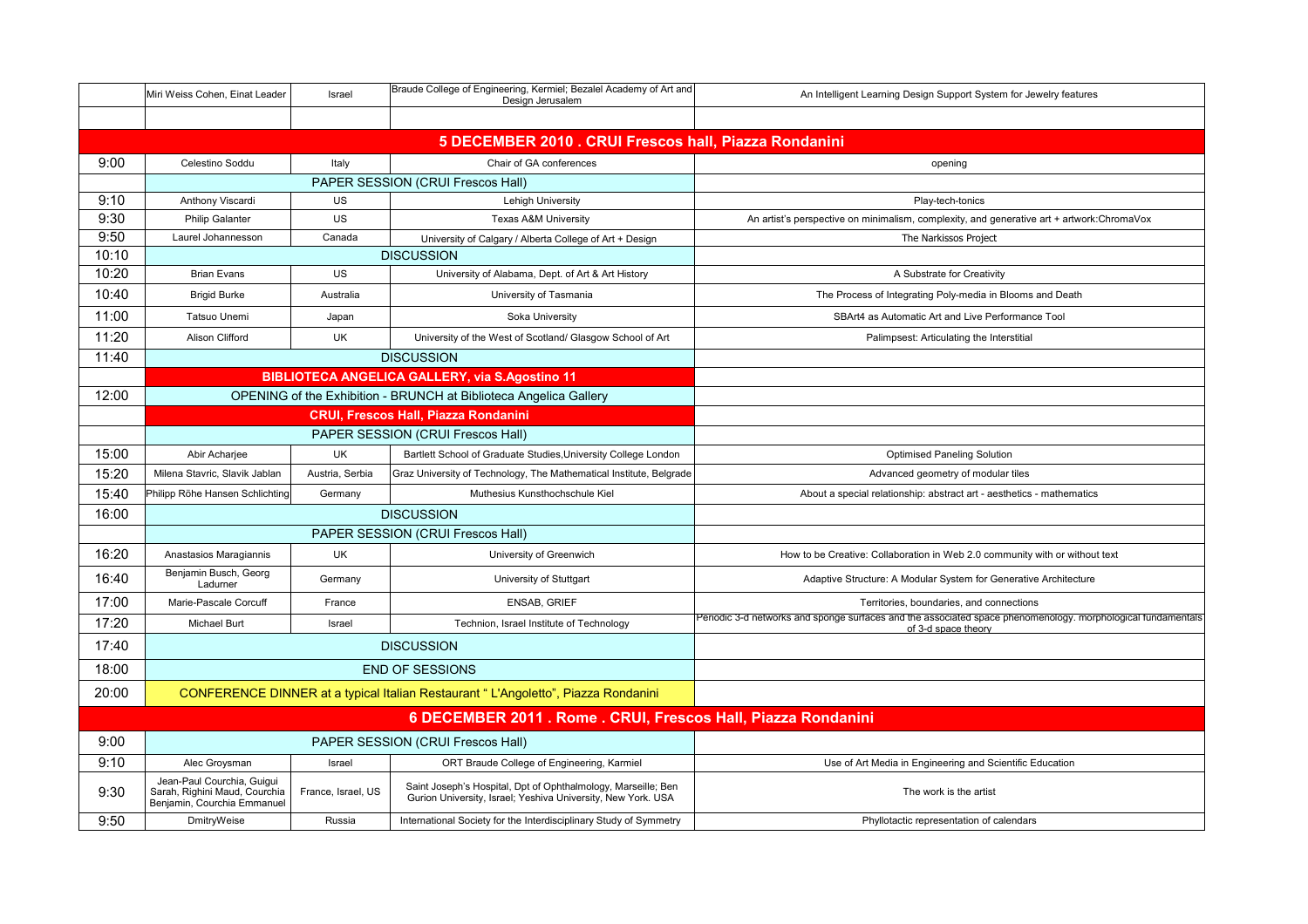| | | | | |
|---|---|---|---|---|
| | Miri Weiss Cohen, Einat Leader | Israel | Braude College of Engineering, Kermiel; Bezalel Academy of Art and Design Jerusalem | An Intelligent Learning Design Support System for Jewelry features |
| | | | | |
| **5 DECEMBER 2010 . CRUI Frescos hall, Piazza Rondanini** | | | | |
| 9:00 | Celestino Soddu | Italy | Chair of GA conferences | opening |
| | PAPER SESSION (CRUI Frescos Hall) | | | |
| 9:10 | Anthony Viscardi | US | Lehigh University | Play-tech-tonics |
| 9:30 | Philip Galanter | US | Texas A&M University | An artist's perspective on minimalism, complexity, and generative art + artwork:ChromaVox |
| 9:50 | Laurel Johannesson | Canada | University of Calgary / Alberta College of Art + Design | The Narkissos Project |
| 10:10 | DISCUSSION | | | |
| 10:20 | Brian Evans | US | University of Alabama, Dept. of Art & Art History | A Substrate for Creativity |
| 10:40 | Brigid Burke | Australia | University of Tasmania | The Process of Integrating Poly-media in Blooms and Death |
| 11:00 | Tatsuo Unemi | Japan | Soka University | SBArt4 as Automatic Art and Live Performance Tool |
| 11:20 | Alison Clifford | UK | University of the West of Scotland/ Glasgow School of Art | Palimpsest: Articulating the Interstitial |
| 11:40 | DISCUSSION | | | |
| | **BIBLIOTECA ANGELICA GALLERY, via S.Agostino 11** | | | |
| 12:00 | OPENING of the Exhibition - BRUNCH at Biblioteca Angelica Gallery | | | |
| | **CRUI, Frescos Hall, Piazza Rondanini** | | | |
| | PAPER SESSION (CRUI Frescos Hall) | | | |
| 15:00 | Abir Acharjee | UK | Bartlett School of Graduate Studies,University College London | Optimised Paneling Solution |
| 15:20 | Milena Stavric, Slavik Jablan | Austria, Serbia | Graz University of Technology, The Mathematical Institute, Belgrade | Advanced geometry of modular tiles |
| 15:40 | Philipp Röhe Hansen Schlichting | Germany | Muthesius Kunsthochschule Kiel | About a special relationship: abstract art - aesthetics - mathematics |
| 16:00 | DISCUSSION | | | |
| | PAPER SESSION (CRUI Frescos Hall) | | | |
| 16:20 | Anastasios Maragiannis | UK | University of Greenwich | How to be Creative: Collaboration in Web 2.0 community with or without text |
| 16:40 | Benjamin Busch, Georg Ladurner | Germany | University of Stuttgart | Adaptive Structure: A Modular System for Generative Architecture |
| 17:00 | Marie-Pascale Corcuff | France | ENSAB, GRIEF | Territories, boundaries, and connections |
| 17:20 | Michael Burt | Israel | Technion, Israel Institute of Technology | Periodic 3-d networks and sponge surfaces and the associated space phenomenology. morphological fundamentals of 3-d space theory |
| 17:40 | DISCUSSION | | | |
| 18:00 | END OF SESSIONS | | | |
| 20:00 | CONFERENCE DINNER at a typical Italian Restaurant " L'Angoletto", Piazza Rondanini | | | |
| **6 DECEMBER 2011 . Rome . CRUI, Frescos Hall, Piazza Rondanini** | | | | |
| 9:00 | PAPER SESSION (CRUI Frescos Hall) | | | |
| 9:10 | Alec Groysman | Israel | ORT Braude College of Engineering, Karmiel | Use of Art Media in Engineering and Scientific Education |
| 9:30 | Jean-Paul Courchia, Guigui Sarah, Righini Maud, Courchia Benjamin, Courchia Emmanuel | France, Israel, US | Saint Joseph's Hospital, Dpt of Ophthalmology, Marseille; Ben Gurion University, Israel; Yeshiva University, New York. USA | The work is the artist |
| 9:50 | DmitryWeise | Russia | International Society for the Interdisciplinary Study of Symmetry | Phyllotactic representation of calendars |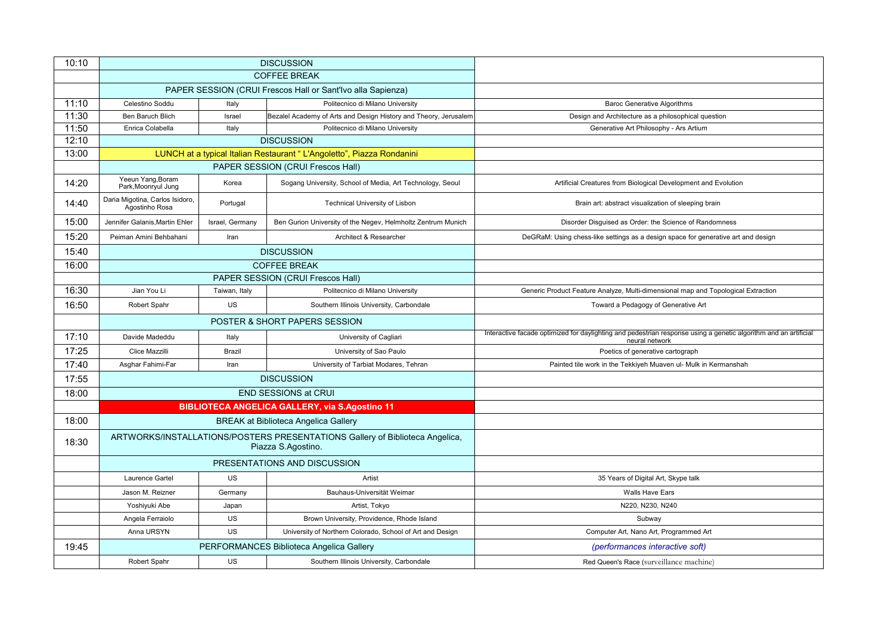| | | | | |
|---|---|---|---|---|
| 10:10 | DISCUSSION | | | |
| | COFFEE BREAK | | | |
| | PAPER SESSION (CRUI Frescos Hall or Sant'Ivo alla Sapienza) | | | |
| 11:10 | Celestino Soddu | Italy | Politecnico di Milano University | Baroc Generative Algorithms |
| 11:30 | Ben Baruch Blich | Israel | Bezalel Academy of Arts and Design History and Theory, Jerusalem | Design and Architecture as a philosophical question |
| 11:50 | Enrica Colabella | Italy | Politecnico di Milano University | Generative Art Philosophy - Ars Artium |
| 12:10 | DISCUSSION | | | |
| 13:00 | LUNCH at a typical Italian Restaurant " L'Angoletto", Piazza Rondanini | | | |
| | PAPER SESSION (CRUI Frescos Hall) | | | |
| 14:20 | Yeeun Yang,Boram Park,Moonryul Jung | Korea | Sogang University, School of Media, Art Technology, Seoul | Artificial Creatures from Biological Development and Evolution |
| 14:40 | Daria Migotina, Carlos Isidoro, Agostinho Rosa | Portugal | Technical University of Lisbon | Brain art: abstract visualization of sleeping brain |
| 15:00 | Jennifer Galanis,Martin Ehler | Israel, Germany | Ben Gurion University of the Negev, Helmholtz Zentrum Munich | Disorder Disguised as Order: the Science of Randomness |
| 15:20 | Peiman Amini Behbahani | Iran | Architect & Researcher | DeGRaM: Using chess-like settings as a design space for generative art and design |
| 15:40 | DISCUSSION | | | |
| 16:00 | COFFEE BREAK | | | |
| | PAPER SESSION (CRUI Frescos Hall) | | | |
| 16:30 | Jian You Li | Taiwan, Italy | Politecnico di Milano University | Generic Product Feature Analyze, Multi-dimensional map and Topological Extraction |
| 16:50 | Robert Spahr | US | Southern Illinois University, Carbondale | Toward a Pedagogy of Generative Art |
| | POSTER & SHORT PAPERS SESSION | | | |
| 17:10 | Davide Madeddu | Italy | University of Cagliari | Interactive facade optimized for daylighting and pedestrian response using a genetic algorithm and an artificial neural network |
| 17:25 | Clice Mazzilli | Brazil | University of Sao Paulo | Poetics of generative cartograph |
| 17:40 | Asghar Fahimi-Far | Iran | University of Tarbiat Modares, Tehran | Painted tile work in the Tekkiyeh Muaven ul- Mulk in Kermanshah |
| 17:55 | DISCUSSION | | | |
| 18:00 | END SESSIONS at CRUI | | | |
| | **BIBLIOTECA ANGELICA GALLERY, via S.Agostino 11** | | | |
| 18:00 | BREAK at Biblioteca Angelica Gallery | | | |
| 18:30 | ARTWORKS/INSTALLATIONS/POSTERS PRESENTATIONS Gallery of Biblioteca Angelica, Piazza S.Agostino. | | | |
| | PRESENTATIONS AND DISCUSSION | | | |
| | Laurence Gartel | US | Artist | 35 Years of Digital Art, Skype talk |
| | Jason M. Reizner | Germany | Bauhaus-Universität Weimar | Walls Have Ears |
| | Yoshiyuki Abe | Japan | Artist, Tokyo | N220, N230, N240 |
| | Angela Ferraiolo | US | Brown University, Providence, Rhode Island | Subway |
| | Anna URSYN | US | University of Northern Colorado, School of Art and Design | Computer Art, Nano Art, Programmed Art |
| 19:45 | PERFORMANCES Biblioteca Angelica Gallery | | | *(performances interactive soft)* |
| | Robert Spahr | US | Southern Illinois University, Carbondale | Red Queen's Race (surveillance machine) |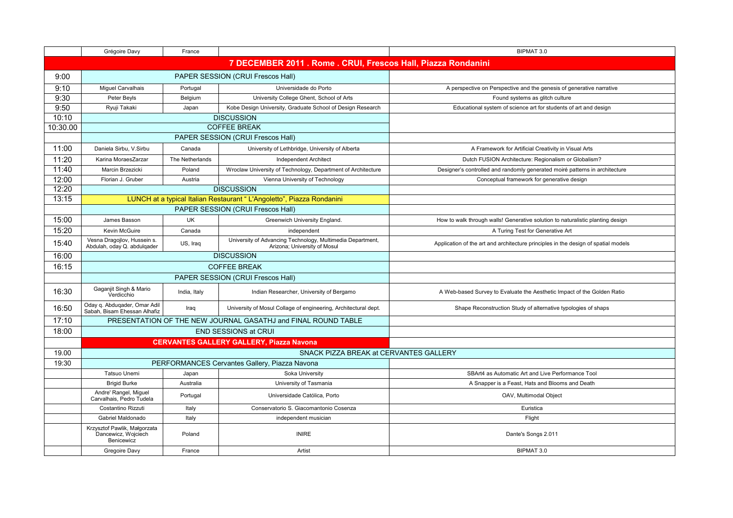| | | | | |
|---|---|---|---|---|
| | Grégoire Davy | France | | BIPMAT 3.0 |
| **7 DECEMBER 2011 . Rome . CRUI, Frescos Hall, Piazza Rondanini** | | | | |
| 9:00 | PAPER SESSION (CRUI Frescos Hall) | | | |
| 9:10 | Miguel Carvalhais | Portugal | Universidade do Porto | A perspective on Perspective and the genesis of generative narrative |
| 9:30 | Peter Beyls | Belgium | University College Ghent, School of Arts | Found systems as glitch culture |
| 9:50 | Ryuji Takaki | Japan | Kobe Design University, Graduate School of Design Research | Educational system of science art for students of art and design |
| 10:10 | DISCUSSION | | | |
| 10:30.00 | COFFEE BREAK | | | |
| | PAPER SESSION (CRUI Frescos Hall) | | | |
| 11:00 | Daniela Sirbu, V.Sirbu | Canada | University of Lethbridge, University of Alberta | A Framework for Artificial Creativity in Visual Arts |
| 11:20 | Karina MoraesZarzar | The Netherlands | Independent Architect | Dutch FUSION Architecture: Regionalism or Globalism? |
| 11:40 | Marcin Brzezicki | Poland | Wroclaw University of Technology, Department of Architecture | Designer's controlled and randomly generated moiré patterns in architecture |
| 12:00 | Florian J. Gruber | Austria | Vienna University of Technology | Conceptual framework for generative design |
| 12:20 | DISCUSSION | | | |
| 13:15 | LUNCH at a typical Italian Restaurant " L'Angoletto", Piazza Rondanini | | | |
| | PAPER SESSION (CRUI Frescos Hall) | | | |
| 15:00 | James Basson | UK | Greenwich University England. | How to walk through walls! Generative solution to naturalistic planting design |
| 15:20 | Kevin McGuire | Canada | independent | A Turing Test for Generative Art |
| 15:40 | Vesna Dragojlov, Hussein s. Abdulah, oday Q. abdulqader | US, Iraq | University of Advancing Technology, Multimedia Department, Arizona; University of Mosul | Application of the art and architecture principles in the design of spatial models |
| 16:00 | DISCUSSION | | | |
| 16:15 | COFFEE BREAK | | | |
| | PAPER SESSION (CRUI Frescos Hall) | | | |
| 16:30 | Gaganjit Singh & Mario Verdicchio | India, Italy | Indian Researcher, University of Bergamo | A Web-based Survey to Evaluate the Aesthetic Impact of the Golden Ratio |
| 16:50 | Oday q. Abduqader, Omar Adil Sabah, Bisam Ehessan Alhafiz | Iraq | University of Mosul Collage of engineering, Architectural dept. | Shape Reconstruction Study of alternative typologies of shaps |
| 17:10 | PRESENTATION OF THE NEW JOURNAL GASATHJ and FINAL ROUND TABLE | | | |
| 18:00 | END SESSIONS at CRUI | | | |
| | **CERVANTES GALLERY GALLERY, Piazza Navona** | | | |
| 19.00 | SNACK PIZZA BREAK at CERVANTES GALLERY | | | |
| 19:30 | PERFORMANCES Cervantes Gallery, Piazza Navona | | | |
| | Tatsuo Unemi | Japan | Soka University | SBArt4 as Automatic Art and Live Performance Tool |
| | Brigid Burke | Australia | University of Tasmania | A Snapper is a Feast, Hats and Blooms and Death |
| | Andre' Rangel, Miguel Carvalhais, Pedro Tudela | Portugal | Universidade Católica, Porto | OAV, Multimodal Object |
| | Costantino Rizzuti | Italy | Conservatorio S. Giacomantonio Cosenza | Euristica |
| | Gabriel Maldonado | Italy | independent musician | Flight |
| | Krzysztof Pawlik, Małgorzata Dancewicz, Wojciech Benicewicz | Poland | INIRE | Dante's Songs 2.011 |
| | Gregoire Davy | France | Artist | BIPMAT 3.0 |